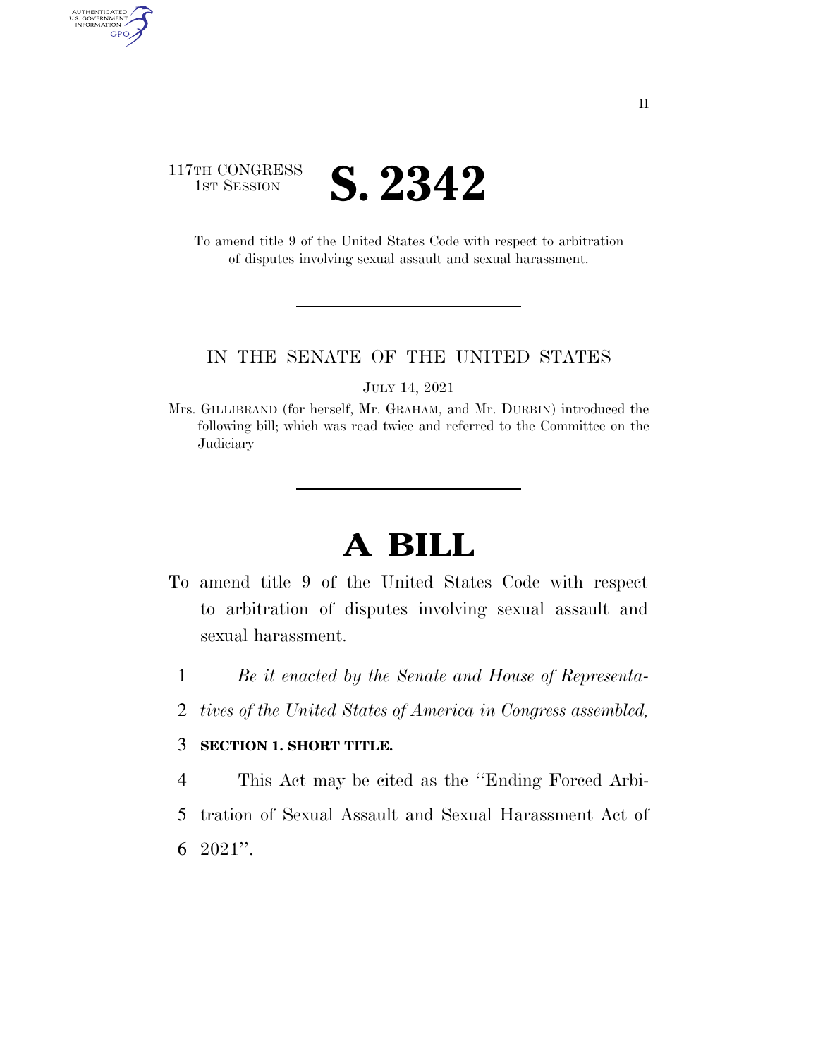117TH CONGRESS
1ST SESSION

# S. 2342

To amend title 9 of the United States Code with respect to arbitration of disputes involving sexual assault and sexual harassment.

---

IN THE SENATE OF THE UNITED STATES

JULY 14, 2021

Mrs. GILLIBRAND (for herself, Mr. GRAHAM, and Mr. DURBIN) introduced the following bill; which was read twice and referred to the Committee on the Judiciary

---

# A BILL

To amend title 9 of the United States Code with respect to arbitration of disputes involving sexual assault and sexual harassment.

1 *Be it enacted by the Senate and House of Representa-*
2 *tives of the United States of America in Congress assembled,*

3 **SECTION 1. SHORT TITLE.**

4 This Act may be cited as the ''Ending Forced Arbi-
5 tration of Sexual Assault and Sexual Harassment Act of
6 2021''.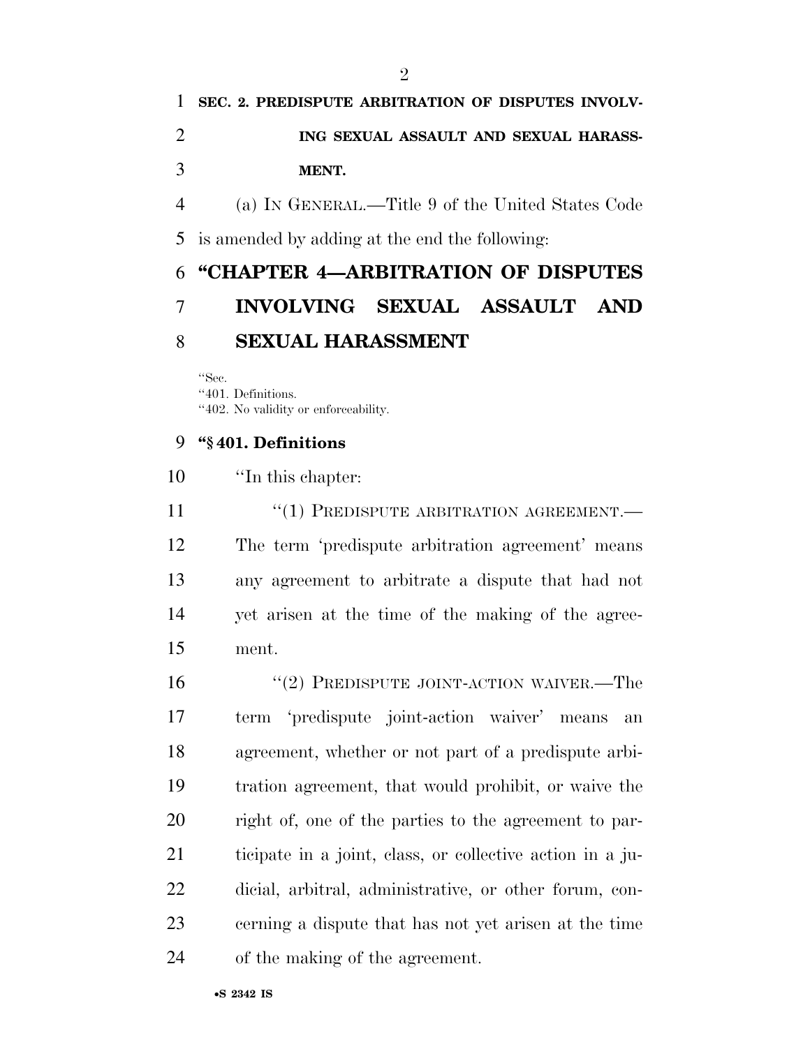**SEC. 2. PREDISPUTE ARBITRATION OF DISPUTES INVOLVING SEXUAL ASSAULT AND SEXUAL HARASSMENT.**

(a) IN GENERAL.—Title 9 of the United States Code is amended by adding at the end the following:

## "CHAPTER 4—ARBITRATION OF DISPUTES INVOLVING SEXUAL ASSAULT AND SEXUAL HARASSMENT

"Sec.
"401. Definitions.
"402. No validity or enforceability.

### "§ 401. Definitions

"In this chapter:

"(1) PREDISPUTE ARBITRATION AGREEMENT.—The term 'predispute arbitration agreement' means any agreement to arbitrate a dispute that had not yet arisen at the time of the making of the agreement.

"(2) PREDISPUTE JOINT-ACTION WAIVER.—The term 'predispute joint-action waiver' means an agreement, whether or not part of a predispute arbitration agreement, that would prohibit, or waive the right of, one of the parties to the agreement to participate in a joint, class, or collective action in a judicial, arbitral, administrative, or other forum, concerning a dispute that has not yet arisen at the time of the making of the agreement.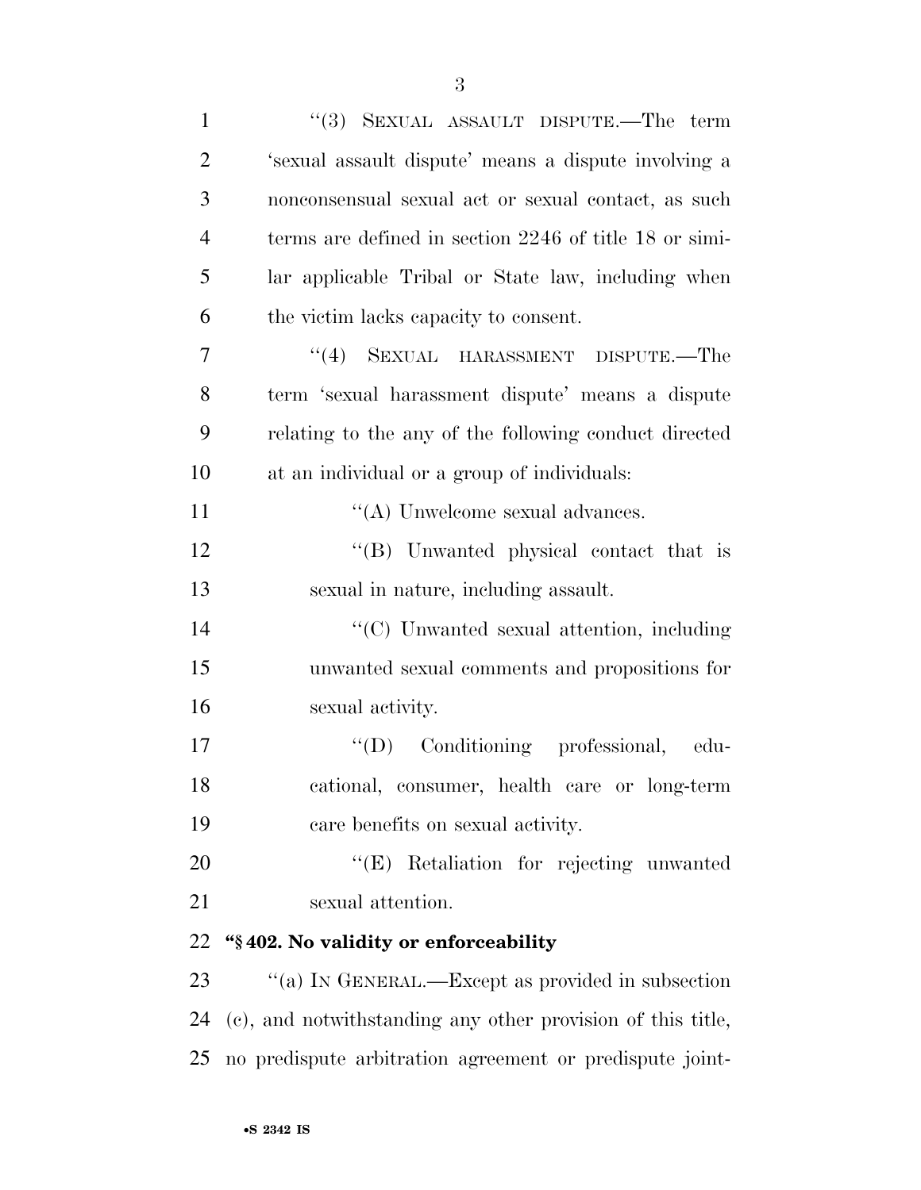"(3) SEXUAL ASSAULT DISPUTE.—The term 'sexual assault dispute' means a dispute involving a nonconsensual sexual act or sexual contact, as such terms are defined in section 2246 of title 18 or similar applicable Tribal or State law, including when the victim lacks capacity to consent.

"(4) SEXUAL HARASSMENT DISPUTE.—The term 'sexual harassment dispute' means a dispute relating to the any of the following conduct directed at an individual or a group of individuals:

"(A) Unwelcome sexual advances.

"(B) Unwanted physical contact that is sexual in nature, including assault.

"(C) Unwanted sexual attention, including unwanted sexual comments and propositions for sexual activity.

"(D) Conditioning professional, educational, consumer, health care or long-term care benefits on sexual activity.

"(E) Retaliation for rejecting unwanted sexual attention.

**"§ 402. No validity or enforceability**

"(a) IN GENERAL.—Except as provided in subsection (c), and notwithstanding any other provision of this title, no predispute arbitration agreement or predispute joint-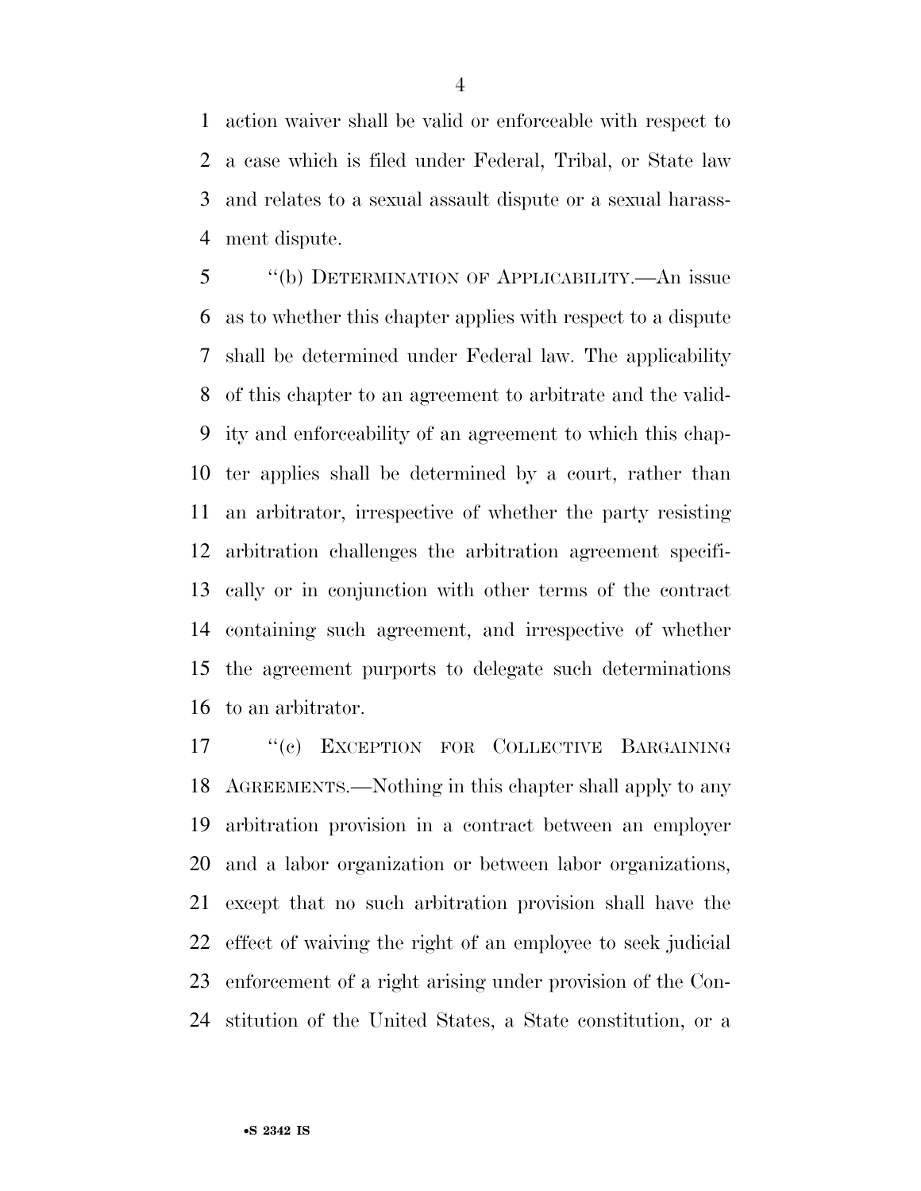action waiver shall be valid or enforceable with respect to a case which is filed under Federal, Tribal, or State law and relates to a sexual assault dispute or a sexual harassment dispute.

"(b) DETERMINATION OF APPLICABILITY.—An issue as to whether this chapter applies with respect to a dispute shall be determined under Federal law. The applicability of this chapter to an agreement to arbitrate and the validity and enforceability of an agreement to which this chapter applies shall be determined by a court, rather than an arbitrator, irrespective of whether the party resisting arbitration challenges the arbitration agreement specifically or in conjunction with other terms of the contract containing such agreement, and irrespective of whether the agreement purports to delegate such determinations to an arbitrator.

"(c) EXCEPTION FOR COLLECTIVE BARGAINING AGREEMENTS.—Nothing in this chapter shall apply to any arbitration provision in a contract between an employer and a labor organization or between labor organizations, except that no such arbitration provision shall have the effect of waiving the right of an employee to seek judicial enforcement of a right arising under provision of the Constitution of the United States, a State constitution, or a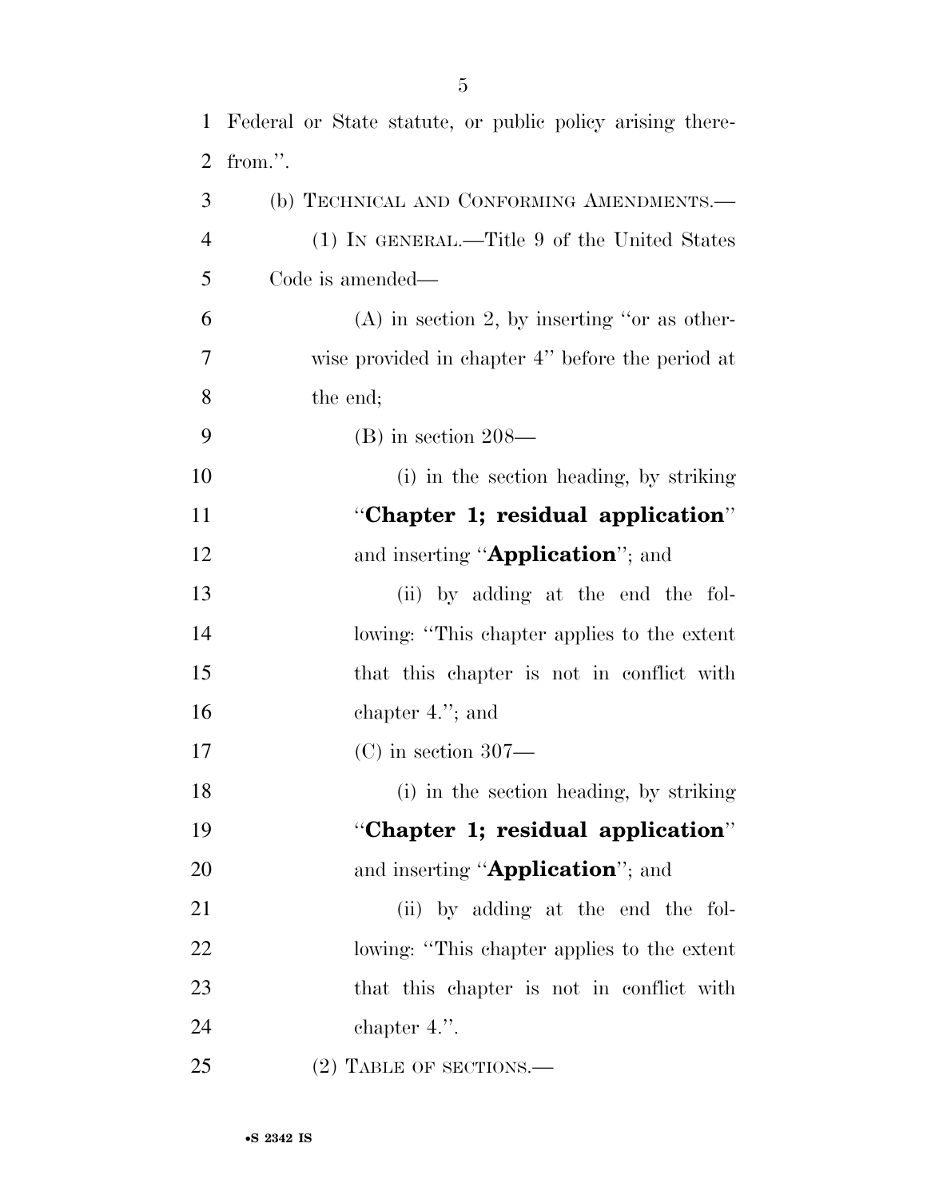Federal or State statute, or public policy arising therefrom.''.

(b) TECHNICAL AND CONFORMING AMENDMENTS.—

(1) IN GENERAL.—Title 9 of the United States Code is amended—

(A) in section 2, by inserting ''or as otherwise provided in chapter 4'' before the period at the end;

(B) in section 208—

(i) in the section heading, by striking ''**Chapter 1; residual application**'' and inserting ''**Application**''; and

(ii) by adding at the end the following: ''This chapter applies to the extent that this chapter is not in conflict with chapter 4.''; and

(C) in section 307—

(i) in the section heading, by striking ''**Chapter 1; residual application**'' and inserting ''**Application**''; and

(ii) by adding at the end the following: ''This chapter applies to the extent that this chapter is not in conflict with chapter 4.''.

(2) TABLE OF SECTIONS.—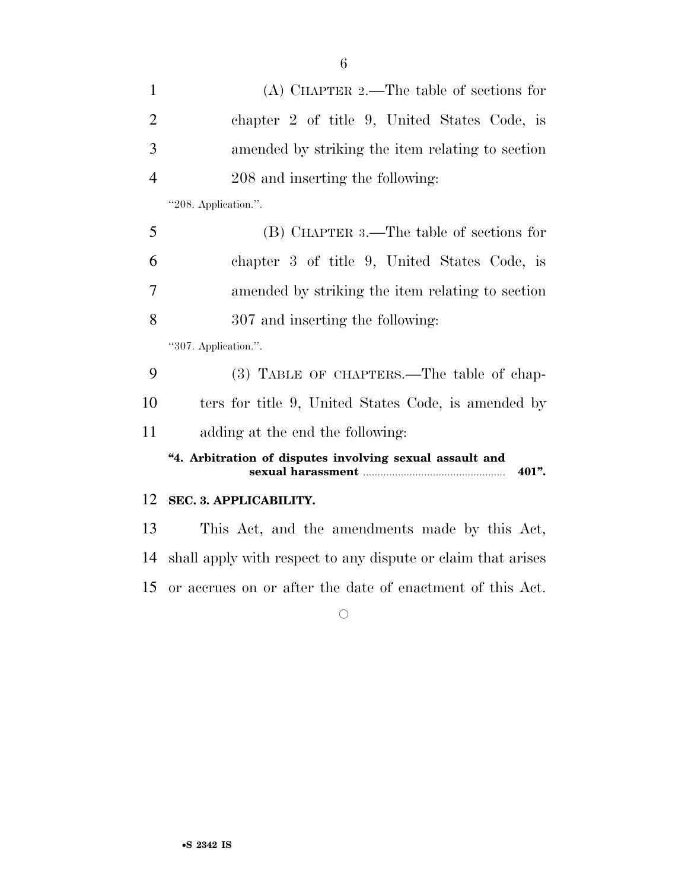(A) CHAPTER 2.—The table of sections for chapter 2 of title 9, United States Code, is amended by striking the item relating to section 208 and inserting the following:

"208. Application.".

(B) CHAPTER 3.—The table of sections for chapter 3 of title 9, United States Code, is amended by striking the item relating to section 307 and inserting the following:

"307. Application.".

(3) TABLE OF CHAPTERS.—The table of chapters for title 9, United States Code, is amended by adding at the end the following:

**"4. Arbitration of disputes involving sexual assault and sexual harassment .................................................. 401".**

**SEC. 3. APPLICABILITY.**

This Act, and the amendments made by this Act, shall apply with respect to any dispute or claim that arises or accrues on or after the date of enactment of this Act.

○